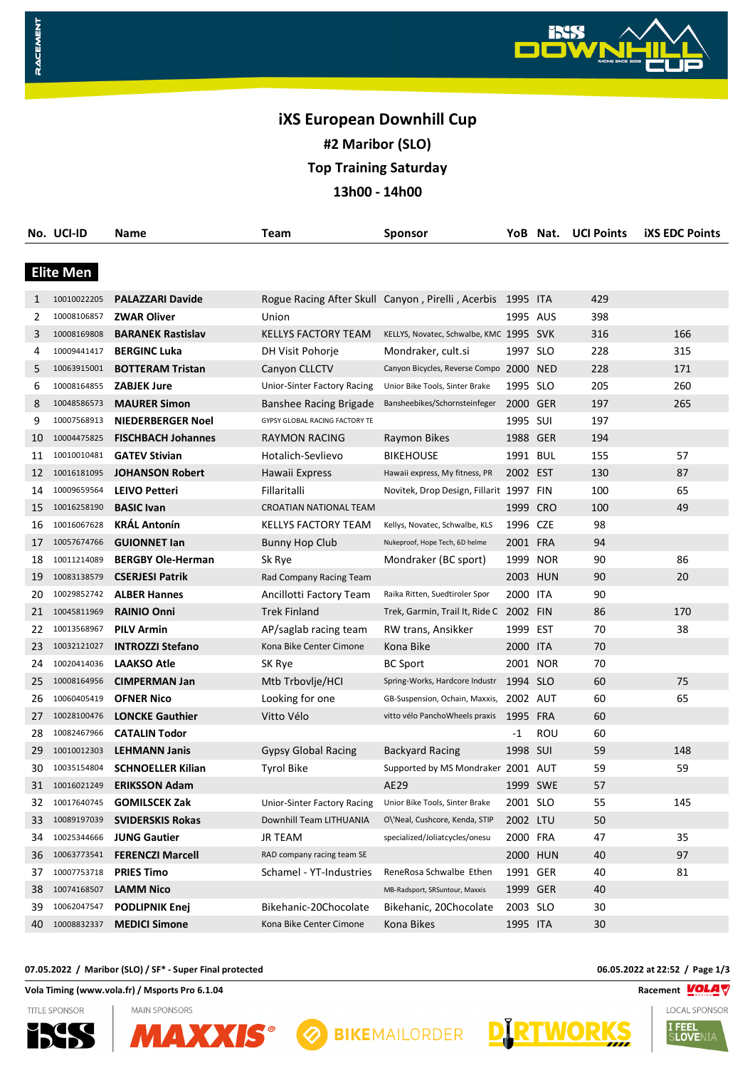# iXS European Downhill Cup

## #2 Maribor (SLO)

## Top Training Saturday

## 13h00 - 14h00

### Elite Men

| No. | UCI-ID | Name | Team | Sponsor | YoB | Nat. | UCI Points | iXS EDC Points |
|---|---|---|---|---|---|---|---|---|
| 1 | 10010022205 | **PALAZZARI Davide** | Rogue Racing After Skull | Canyon , Pirelli , Acerbis | 1995 | ITA | 429 | |
| 2 | 10008106857 | **ZWAR Oliver** | Union | | 1995 | AUS | 398 | |
| 3 | 10008169808 | **BARANEK Rastislav** | KELLYS FACTORY TEAM | KELLYS, Novatec, Schwalbe, KMC | 1995 | SVK | 316 | 166 |
| 4 | 10009441417 | **BERGINC Luka** | DH Visit Pohorje | Mondraker, cult.si | 1997 | SLO | 228 | 315 |
| 5 | 10063915001 | **BOTTERAM Tristan** | Canyon CLLCTV | Canyon Bicycles, Reverse Compo | 2000 | NED | 228 | 171 |
| 6 | 10008164855 | **ZABJEK Jure** | Unior-Sinter Factory Racing | Unior Bike Tools, Sinter Brake | 1995 | SLO | 205 | 260 |
| 8 | 10048586573 | **MAURER Simon** | Banshee Racing Brigade | Bansheebikes/Schornsteinfeger | 2000 | GER | 197 | 265 |
| 9 | 10007568913 | **NIEDERBERGER Noel** | GYPSY GLOBAL RACING FACTORY TE | | 1995 | SUI | 197 | |
| 10 | 10004475825 | **FISCHBACH Johannes** | RAYMON RACING | Raymon Bikes | 1988 | GER | 194 | |
| 11 | 10010010481 | **GATEV Stivian** | Hotalich-Sevlievo | BIKEHOUSE | 1991 | BUL | 155 | 57 |
| 12 | 10016181095 | **JOHANSON Robert** | Hawaii Express | Hawaii express, My fitness, PR | 2002 | EST | 130 | 87 |
| 14 | 10009659564 | **LEIVO Petteri** | Fillaritalli | Novitek, Drop Design, Fillarit | 1997 | FIN | 100 | 65 |
| 15 | 10016258190 | **BASIC Ivan** | CROATIAN NATIONAL TEAM | | 1999 | CRO | 100 | 49 |
| 16 | 10016067628 | **KRÁL Antonín** | KELLYS FACTORY TEAM | Kellys, Novatec, Schwalbe, KLS | 1996 | CZE | 98 | |
| 17 | 10057674766 | **GUIONNET Ian** | Bunny Hop Club | Nukeproof, Hope Tech, 6D helme | 2001 | FRA | 94 | |
| 18 | 10011214089 | **BERGBY Ole-Herman** | Sk Rye | Mondraker (BC sport) | 1999 | NOR | 90 | 86 |
| 19 | 10083138579 | **CSERJESI Patrik** | Rad Company Racing Team | | 2003 | HUN | 90 | 20 |
| 20 | 10029852742 | **ALBER Hannes** | Ancillotti Factory Team | Raika Ritten, Suedtiroler Spor | 2000 | ITA | 90 | |
| 21 | 10045811969 | **RAINIO Onni** | Trek Finland | Trek, Garmin, Trail It, Ride C | 2002 | FIN | 86 | 170 |
| 22 | 10013568967 | **PILV Armin** | AP/saglab racing team | RW trans, Ansikker | 1999 | EST | 70 | 38 |
| 23 | 10032121027 | **INTROZZI Stefano** | Kona Bike Center Cimone | Kona Bike | 2000 | ITA | 70 | |
| 24 | 10020414036 | **LAAKSO Atle** | SK Rye | BC Sport | 2001 | NOR | 70 | |
| 25 | 10008164956 | **CIMPERMAN Jan** | Mtb Trbovlje/HCI | Spring-Works, Hardcore Industr | 1994 | SLO | 60 | 75 |
| 26 | 10060405419 | **OFNER Nico** | Looking for one | GB-Suspension, Ochain, Maxxis, | 2002 | AUT | 60 | 65 |
| 27 | 10028100476 | **LONCKE Gauthier** | Vitto Vélo | vitto vélo PanchoWheels praxis | 1995 | FRA | 60 | |
| 28 | 10082467966 | **CATALIN Todor** | | | -1 | ROU | 60 | |
| 29 | 10010012303 | **LEHMANN Janis** | Gypsy Global Racing | Backyard Racing | 1998 | SUI | 59 | 148 |
| 30 | 10035154804 | **SCHNOELLER Kilian** | Tyrol Bike | Supported by MS Mondraker | 2001 | AUT | 59 | 59 |
| 31 | 10016021249 | **ERIKSSON Adam** | | AE29 | 1999 | SWE | 57 | |
| 32 | 10017640745 | **GOMILSCEK Zak** | Unior-Sinter Factory Racing | Unior Bike Tools, Sinter Brake | 2001 | SLO | 55 | 145 |
| 33 | 10089197039 | **SVIDERSKIS Rokas** | Downhill Team LITHUANIA | O\'Neal, Cushcore, Kenda, STIP | 2002 | LTU | 50 | |
| 34 | 10025344666 | **JUNG Gautier** | JR TEAM | specialized/Joliatcycles/onesu | 2000 | FRA | 47 | 35 |
| 36 | 10063773541 | **FERENCZI Marcell** | RAD company racing team SE | | 2000 | HUN | 40 | 97 |
| 37 | 10007753718 | **PRIES Timo** | Schamel - YT-Industries | ReneRosa Schwalbe Ethen | 1991 | GER | 40 | 81 |
| 38 | 10074168507 | **LAMM Nico** | | MB-Radsport, SRSuntour, Maxxis | 1999 | GER | 40 | |
| 39 | 10062047547 | **PODLIPNIK Enej** | Bikehanic-20Chocolate | Bikehanic, 20Chocolate | 2003 | SLO | 30 | |
| 40 | 10008832337 | **MEDICI Simone** | Kona Bike Center Cimone | Kona Bikes | 1995 | ITA | 30 | |

07.05.2022 / Maribor (SLO) / SF* - Super Final protected

06.05.2022 at 22:52

Vola Timing (www.vola.fr) / Msports Pro 6.1.04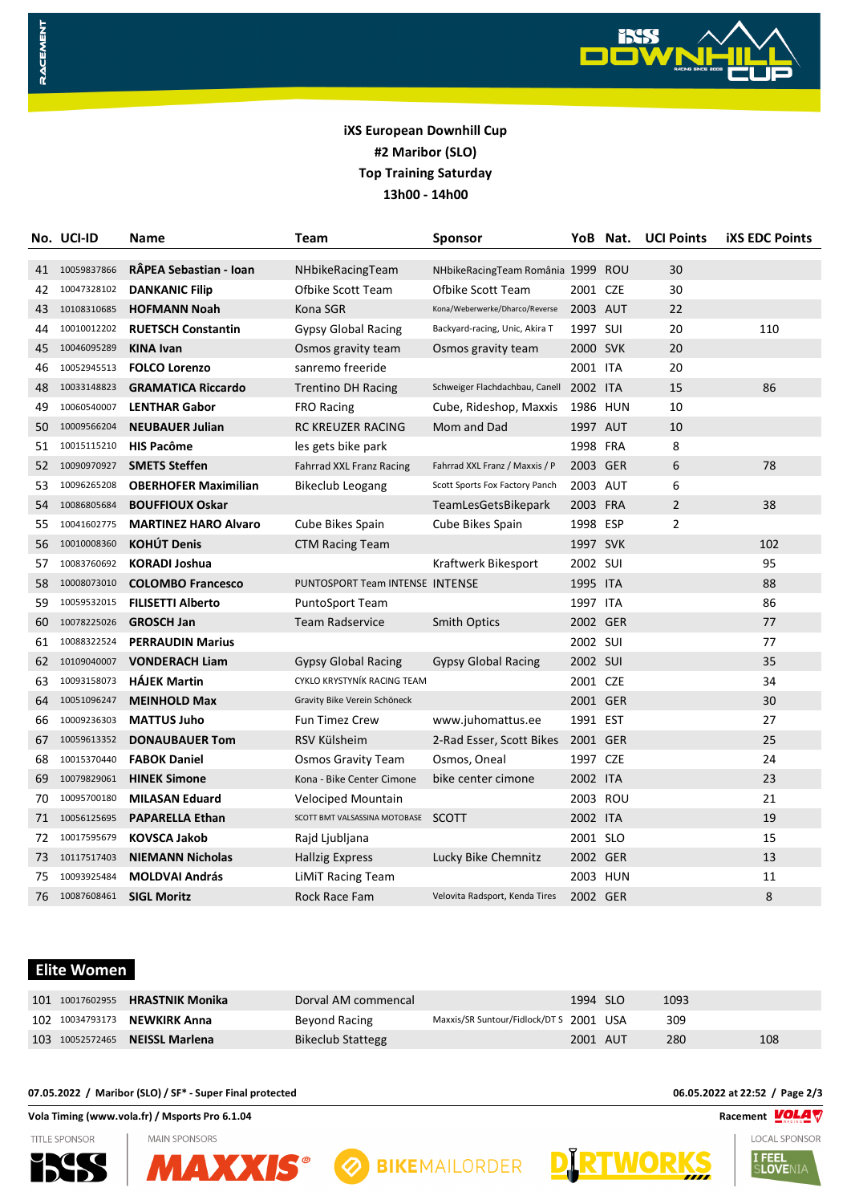**iXS European Downhill Cup**
**#2 Maribor (SLO)**
**Top Training Saturday**
**13h00 - 14h00**

| No. | UCI-ID | Name | Team | Sponsor | YoB | Nat. | UCI Points | iXS EDC Points |
|---|---|---|---|---|---|---|---|---|
| 41 | 10059837866 | **RÂPEA Sebastian - Ioan** | NHbikeRacingTeam | NHbikeRacingTeam România | 1999 | ROU | 30 | |
| 42 | 10047328102 | **DANKANIC Filip** | Ofbike Scott Team | Ofbike Scott Team | 2001 | CZE | 30 | |
| 43 | 10108310685 | **HOFMANN Noah** | Kona SGR | Kona/Weberwerke/Dharco/Reverse | 2003 | AUT | 22 | |
| 44 | 10010012202 | **RUETSCH Constantin** | Gypsy Global Racing | Backyard-racing, Unic, Akira T | 1997 | SUI | 20 | 110 |
| 45 | 10046095289 | **KINA Ivan** | Osmos gravity team | Osmos gravity team | 2000 | SVK | 20 | |
| 46 | 10052945513 | **FOLCO Lorenzo** | sanremo freeride | | 2001 | ITA | 20 | |
| 48 | 10033148823 | **GRAMATICA Riccardo** | Trentino DH Racing | Schweiger Flachdachbau, Canell | 2002 | ITA | 15 | 86 |
| 49 | 10060540007 | **LENTHAR Gabor** | FRO Racing | Cube, Rideshop, Maxxis | 1986 | HUN | 10 | |
| 50 | 10009566204 | **NEUBAUER Julian** | RC KREUZER RACING | Mom and Dad | 1997 | AUT | 10 | |
| 51 | 10015115210 | **HIS Pacôme** | les gets bike park | | 1998 | FRA | 8 | |
| 52 | 10090970927 | **SMETS Steffen** | Fahrrad XXL Franz Racing | Fahrrad XXL Franz / Maxxis / P | 2003 | GER | 6 | 78 |
| 53 | 10096265208 | **OBERHOFER Maximilian** | Bikeclub Leogang | Scott Sports Fox Factory Panch | 2003 | AUT | 6 | |
| 54 | 10086805684 | **BOUFFIOUX Oskar** | | TeamLesGetsBikepark | 2003 | FRA | 2 | 38 |
| 55 | 10041602775 | **MARTINEZ HARO Alvaro** | Cube Bikes Spain | Cube Bikes Spain | 1998 | ESP | 2 | |
| 56 | 10010008360 | **KOHÚT Denis** | CTM Racing Team | | 1997 | SVK | | 102 |
| 57 | 10083760692 | **KORADI Joshua** | | Kraftwerk Bikesport | 2002 | SUI | | 95 |
| 58 | 10008073010 | **COLOMBO Francesco** | PUNTOSPORT Team INTENSE | INTENSE | 1995 | ITA | | 88 |
| 59 | 10059532015 | **FILISETTI Alberto** | PuntoSport Team | | 1997 | ITA | | 86 |
| 60 | 10078225026 | **GROSCH Jan** | Team Radservice | Smith Optics | 2002 | GER | | 77 |
| 61 | 10088322524 | **PERRAUDIN Marius** | | | 2002 | SUI | | 77 |
| 62 | 10109040007 | **VONDERACH Liam** | Gypsy Global Racing | Gypsy Global Racing | 2002 | SUI | | 35 |
| 63 | 10093158073 | **HÁJEK Martin** | CYKLO KRYSTYNÍK RACING TEAM | | 2001 | CZE | | 34 |
| 64 | 10051096247 | **MEINHOLD Max** | Gravity Bike Verein Schöneck | | 2001 | GER | | 30 |
| 66 | 10009236303 | **MATTUS Juho** | Fun Timez Crew | www.juhomattus.ee | 1991 | EST | | 27 |
| 67 | 10059613352 | **DONAUBAUER Tom** | RSV Külsheim | 2-Rad Esser, Scott Bikes | 2001 | GER | | 25 |
| 68 | 10015370440 | **FABOK Daniel** | Osmos Gravity Team | Osmos, Oneal | 1997 | CZE | | 24 |
| 69 | 10079829061 | **HINEK Simone** | Kona - Bike Center Cimone | bike center cimone | 2002 | ITA | | 23 |
| 70 | 10095700180 | **MILASAN Eduard** | Velociped Mountain | | 2003 | ROU | | 21 |
| 71 | 10056125695 | **PAPARELLA Ethan** | SCOTT BMT VALSASSINA MOTOBASE | SCOTT | 2002 | ITA | | 19 |
| 72 | 10017595679 | **KOVSCA Jakob** | Rajd Ljubljana | | 2001 | SLO | | 15 |
| 73 | 10117517403 | **NIEMANN Nicholas** | Hallzig Express | Lucky Bike Chemnitz | 2002 | GER | | 13 |
| 75 | 10093925484 | **MOLDVAI András** | LiMiT Racing Team | | 2003 | HUN | | 11 |
| 76 | 10087608461 | **SIGL Moritz** | Rock Race Fam | Velovita Radsport, Kenda Tires | 2002 | GER | | 8 |

## Elite Women

| No. | UCI-ID | Name | Team | Sponsor | YoB | Nat. | UCI Points | iXS EDC Points |
|---|---|---|---|---|---|---|---|---|
| 101 | 10017602955 | **HRASTNIK Monika** | Dorval AM commencal | | 1994 | SLO | 1093 | |
| 102 | 10034793173 | **NEWKIRK Anna** | Beyond Racing | Maxxis/SR Suntour/Fidlock/DT S | 2001 | USA | 309 | |
| 103 | 10052572465 | **NEISSL Marlena** | Bikeclub Stattegg | | 2001 | AUT | 280 | 108 |

07.05.2022 / Maribor (SLO) / SF* - Super Final protected

06.05.2022 at 22:52

Vola Timing (www.vola.fr) / Msports Pro 6.1.04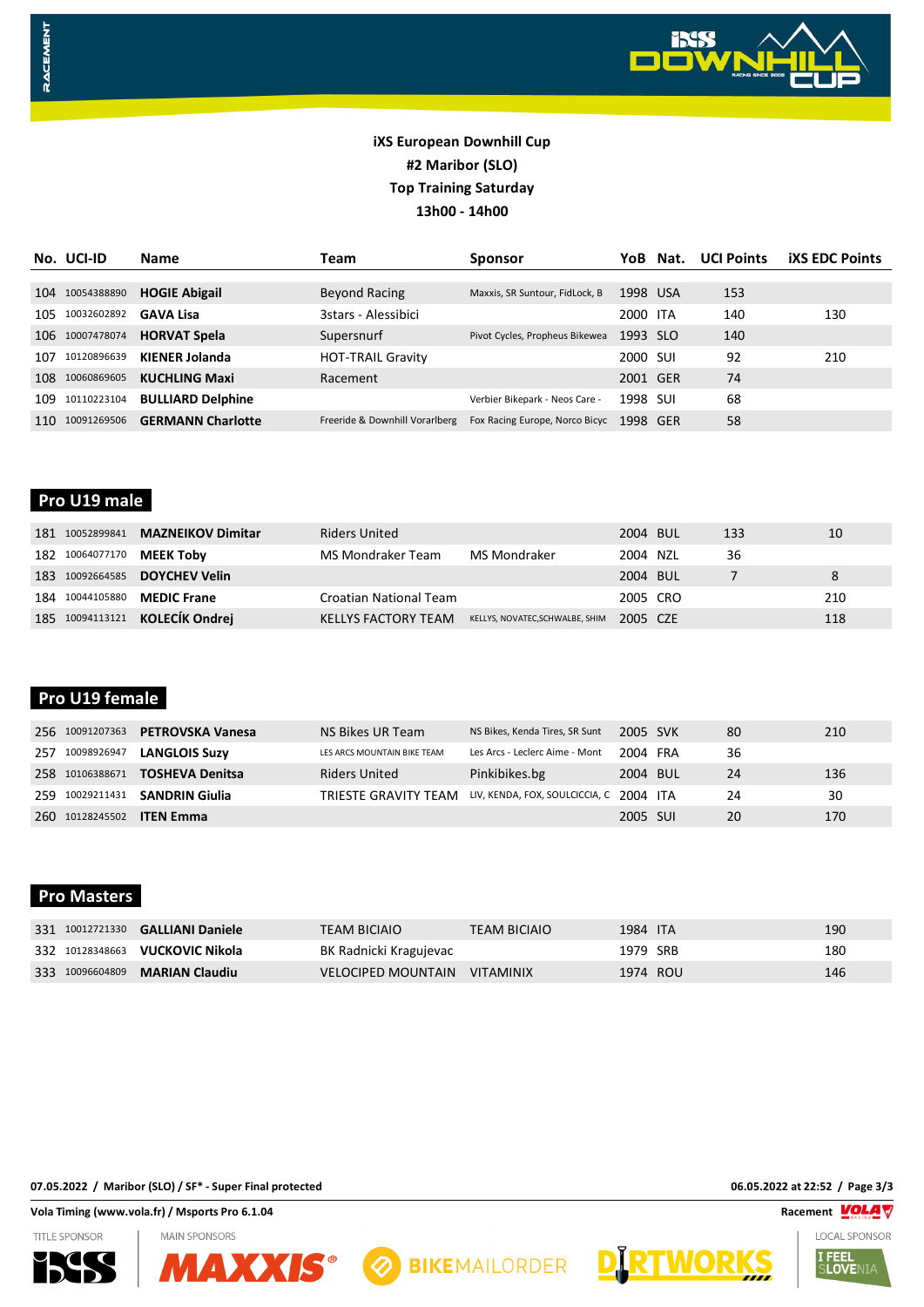**iXS European Downhill Cup**
**#2 Maribor (SLO)**
**Top Training Saturday**
**13h00 - 14h00**

| No. | UCI-ID | Name | Team | Sponsor | YoB | Nat. | UCI Points | iXS EDC Points |
|---|---|---|---|---|---|---|---|---|
| 104 | 10054388890 | **HOGIE Abigail** | Beyond Racing | Maxxis, SR Suntour, FidLock, B | 1998 | USA | 153 | |
| 105 | 10032602892 | **GAVA Lisa** | 3stars - Alessibici | | 2000 | ITA | 140 | 130 |
| 106 | 10007478074 | **HORVAT Spela** | Supersnurf | Pivot Cycles, Propheus Bikewea | 1993 | SLO | 140 | |
| 107 | 10120896639 | **KIENER Jolanda** | HOT-TRAIL Gravity | | 2000 | SUI | 92 | 210 |
| 108 | 10060869605 | **KUCHLING Maxi** | Racement | | 2001 | GER | 74 | |
| 109 | 10110223104 | **BULLIARD Delphine** | | Verbier Bikepark - Neos Care - | 1998 | SUI | 68 | |
| 110 | 10091269506 | **GERMANN Charlotte** | Freeride & Downhill Vorarlberg | Fox Racing Europe, Norco Bicyc | 1998 | GER | 58 | |

## Pro U19 male

| No. | UCI-ID | Name | Team | Sponsor | YoB | Nat. | UCI Points | iXS EDC Points |
|---|---|---|---|---|---|---|---|---|
| 181 | 10052899841 | **MAZNEIKOV Dimitar** | Riders United | | 2004 | BUL | 133 | 10 |
| 182 | 10064077170 | **MEEK Toby** | MS Mondraker Team | MS Mondraker | 2004 | NZL | 36 | |
| 183 | 10092664585 | **DOYCHEV Velin** | | | 2004 | BUL | 7 | 8 |
| 184 | 10044105880 | **MEDIC Frane** | Croatian National Team | | 2005 | CRO | | 210 |
| 185 | 10094113121 | **KOLECÍK Ondrej** | KELLYS FACTORY TEAM | KELLYS, NOVATEC,SCHWALBE, SHIM | 2005 | CZE | | 118 |

## Pro U19 female

| No. | UCI-ID | Name | Team | Sponsor | YoB | Nat. | UCI Points | iXS EDC Points |
|---|---|---|---|---|---|---|---|---|
| 256 | 10091207363 | **PETROVSKA Vanesa** | NS Bikes UR Team | NS Bikes, Kenda Tires, SR Sunt | 2005 | SVK | 80 | 210 |
| 257 | 10098926947 | **LANGLOIS Suzy** | LES ARCS MOUNTAIN BIKE TEAM | Les Arcs - Leclerc Aime - Mont | 2004 | FRA | 36 | |
| 258 | 10106388671 | **TOSHEVA Denitsa** | Riders United | Pinkibikes.bg | 2004 | BUL | 24 | 136 |
| 259 | 10029211431 | **SANDRIN Giulia** | TRIESTE GRAVITY TEAM | LIV, KENDA, FOX, SOULCICCIA, C | 2004 | ITA | 24 | 30 |
| 260 | 10128245502 | **ITEN Emma** | | | 2005 | SUI | 20 | 170 |

## Pro Masters

| No. | UCI-ID | Name | Team | Sponsor | YoB | Nat. | UCI Points | iXS EDC Points |
|---|---|---|---|---|---|---|---|---|
| 331 | 10012721330 | **GALLIANI Daniele** | TEAM BICIAIO | TEAM BICIAIO | 1984 | ITA | | 190 |
| 332 | 10128348663 | **VUCKOVIC Nikola** | BK Radnicki Kragujevac | | 1979 | SRB | | 180 |
| 333 | 10096604809 | **MARIAN Claudiu** | VELOCIPED MOUNTAIN | VITAMINIX | 1974 | ROU | | 146 |

**07.05.2022 / Maribor (SLO) / SF* - Super Final protected** **06.05.2022 at 22:52**

**Vola Timing (www.vola.fr) / Msports Pro 6.1.04**